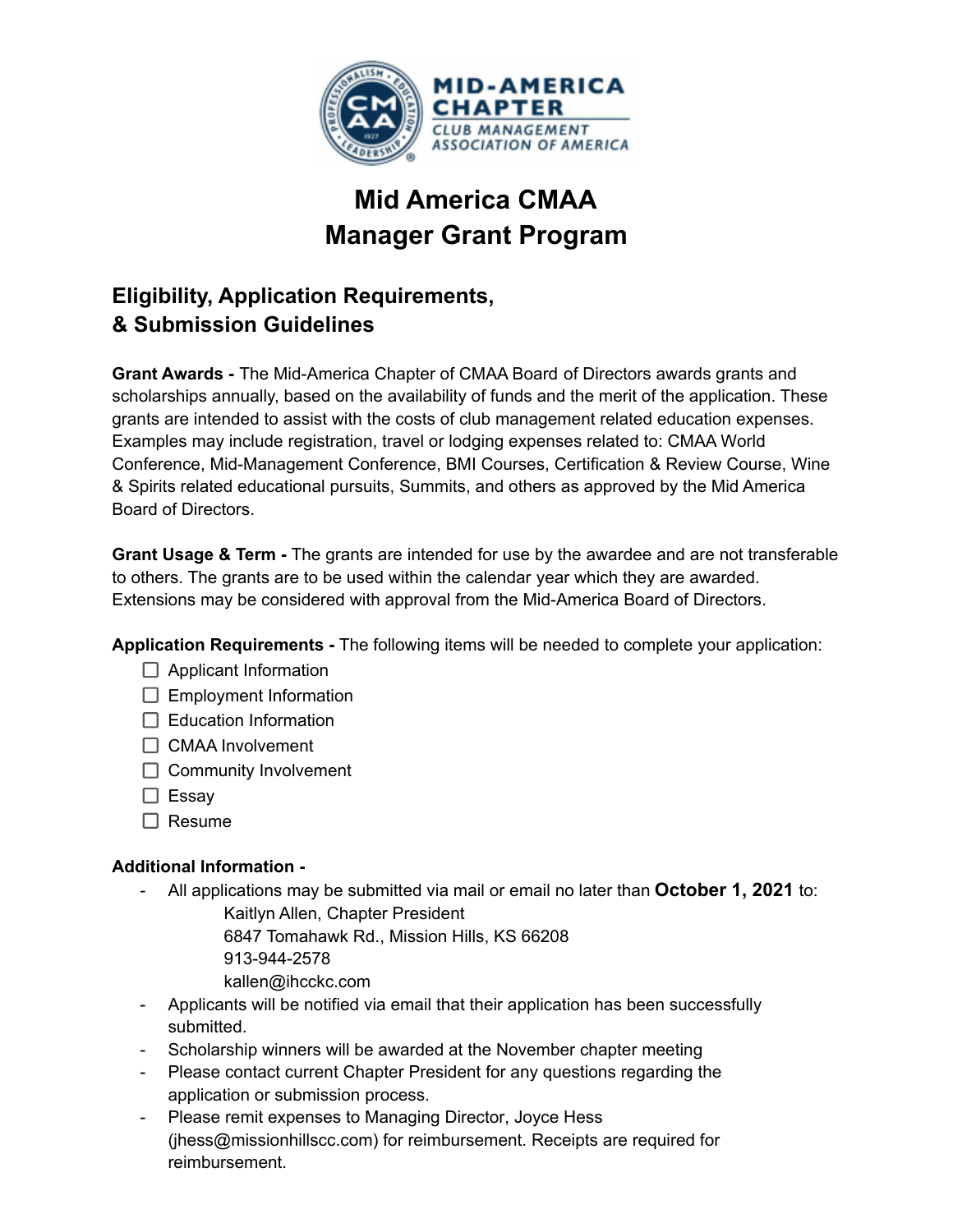# Mid America CMAA
# Manager Grant Program

## Eligibility, Application Requirements, & Submission Guidelines

**Grant Awards -** The Mid-America Chapter of CMAA Board of Directors awards grants and scholarships annually, based on the availability of funds and the merit of the application. These grants are intended to assist with the costs of club management related education expenses. Examples may include registration, travel or lodging expenses related to: CMAA World Conference, Mid-Management Conference, BMI Courses, Certification & Review Course, Wine & Spirits related educational pursuits, Summits, and others as approved by the Mid America Board of Directors.

**Grant Usage & Term -** The grants are intended for use by the awardee and are not transferable to others. The grants are to be used within the calendar year which they are awarded. Extensions may be considered with approval from the Mid-America Board of Directors.

**Application Requirements -** The following items will be needed to complete your application:

- [ ] Applicant Information
- [ ] Employment Information
- [ ] Education Information
- [ ] CMAA Involvement
- [ ] Community Involvement
- [ ] Essay
- [ ] Resume

**Additional Information -**

- All applications may be submitted via mail or email no later than **October 1, 2021** to:
  Kaitlyn Allen, Chapter President
  6847 Tomahawk Rd., Mission Hills, KS 66208
  913-944-2578
  kallen@ihcckc.com
- Applicants will be notified via email that their application has been successfully submitted.
- Scholarship winners will be awarded at the November chapter meeting
- Please contact current Chapter President for any questions regarding the application or submission process.
- Please remit expenses to Managing Director, Joyce Hess (jhess@missionhillscc.com) for reimbursement. Receipts are required for reimbursement.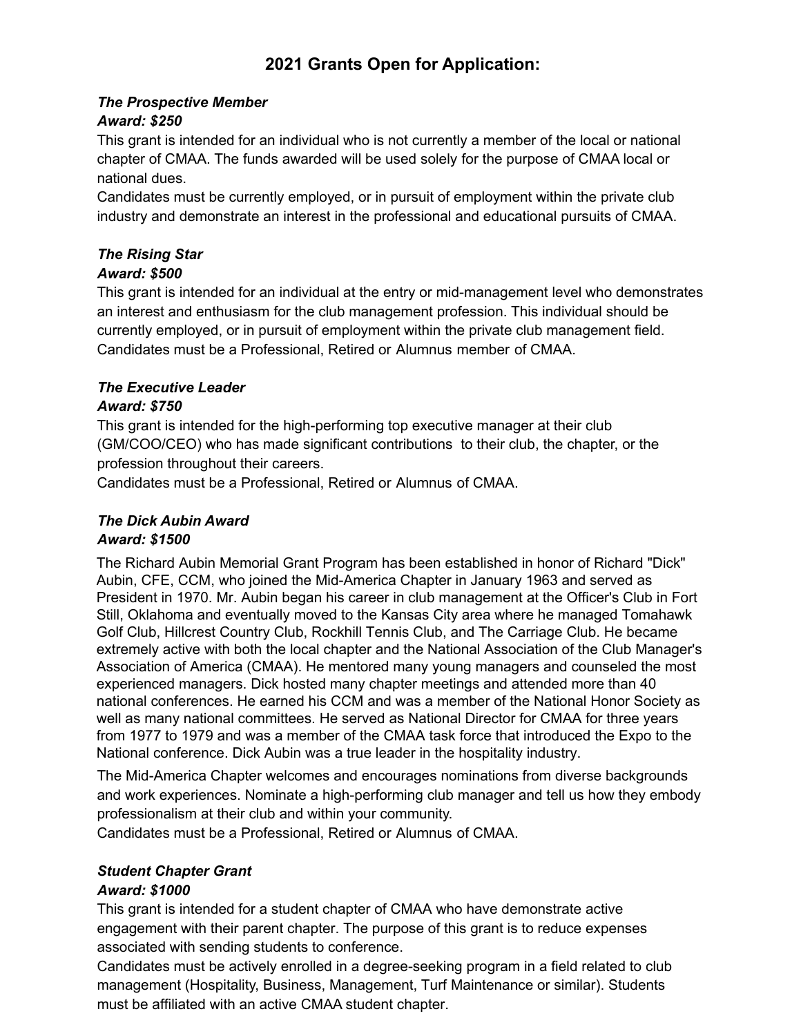# 2021 Grants Open for Application:

***The Prospective Member***
***Award: $250***

This grant is intended for an individual who is not currently a member of the local or national chapter of CMAA. The funds awarded will be used solely for the purpose of CMAA local or national dues.

Candidates must be currently employed, or in pursuit of employment within the private club industry and demonstrate an interest in the professional and educational pursuits of CMAA.

***The Rising Star***
***Award: $500***

This grant is intended for an individual at the entry or mid-management level who demonstrates an interest and enthusiasm for the club management profession. This individual should be currently employed, or in pursuit of employment within the private club management field.

Candidates must be a Professional, Retired or Alumnus member of CMAA.

***The Executive Leader***
***Award: $750***

This grant is intended for the high-performing top executive manager at their club (GM/COO/CEO) who has made significant contributions to their club, the chapter, or the profession throughout their careers.

Candidates must be a Professional, Retired or Alumnus of CMAA.

***The Dick Aubin Award***
***Award: $1500***

The Richard Aubin Memorial Grant Program has been established in honor of Richard "Dick" Aubin, CFE, CCM, who joined the Mid-America Chapter in January 1963 and served as President in 1970. Mr. Aubin began his career in club management at the Officer's Club in Fort Still, Oklahoma and eventually moved to the Kansas City area where he managed Tomahawk Golf Club, Hillcrest Country Club, Rockhill Tennis Club, and The Carriage Club. He became extremely active with both the local chapter and the National Association of the Club Manager's Association of America (CMAA). He mentored many young managers and counseled the most experienced managers. Dick hosted many chapter meetings and attended more than 40 national conferences. He earned his CCM and was a member of the National Honor Society as well as many national committees. He served as National Director for CMAA for three years from 1977 to 1979 and was a member of the CMAA task force that introduced the Expo to the National conference. Dick Aubin was a true leader in the hospitality industry.

The Mid-America Chapter welcomes and encourages nominations from diverse backgrounds and work experiences. Nominate a high-performing club manager and tell us how they embody professionalism at their club and within your community.

Candidates must be a Professional, Retired or Alumnus of CMAA.

***Student Chapter Grant***
***Award: $1000***

This grant is intended for a student chapter of CMAA who have demonstrate active engagement with their parent chapter. The purpose of this grant is to reduce expenses associated with sending students to conference.

Candidates must be actively enrolled in a degree-seeking program in a field related to club management (Hospitality, Business, Management, Turf Maintenance or similar). Students must be affiliated with an active CMAA student chapter.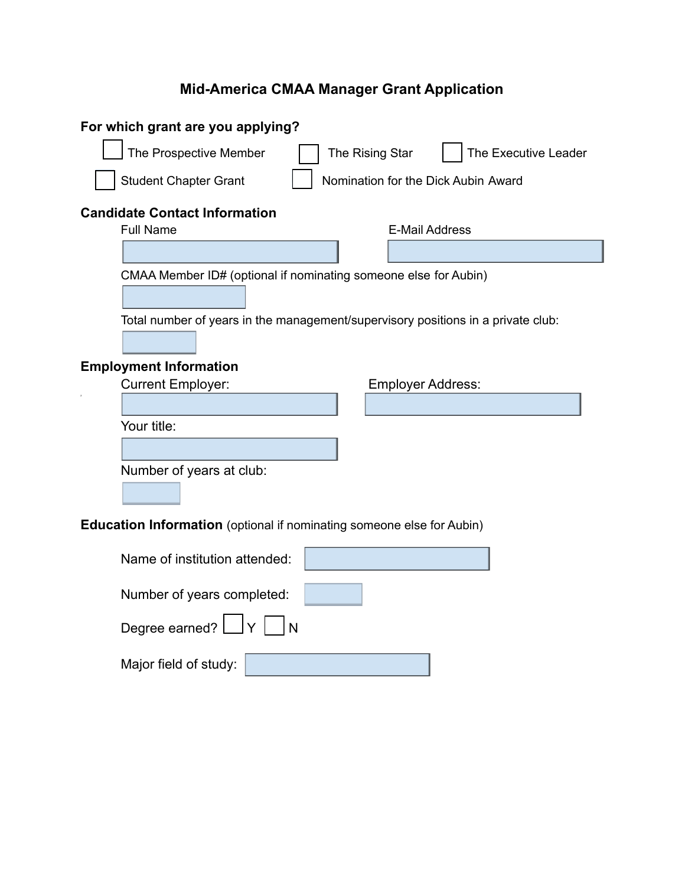# Mid-America CMAA Manager Grant Application

## For which grant are you applying?

- ☐ The Prospective Member
- ☐ The Rising Star
- ☐ The Executive Leader
- ☐ Student Chapter Grant
- ☐ Nomination for the Dick Aubin Award

## Candidate Contact Information

Full Name

E-Mail Address

CMAA Member ID# (optional if nominating someone else for Aubin)

Total number of years in the management/supervisory positions in a private club:

## Employment Information

Current Employer:

Employer Address:

Your title:

Number of years at club:

## Education Information (optional if nominating someone else for Aubin)

Name of institution attended:

Number of years completed:

Degree earned? ☐ Y ☐ N

Major field of study: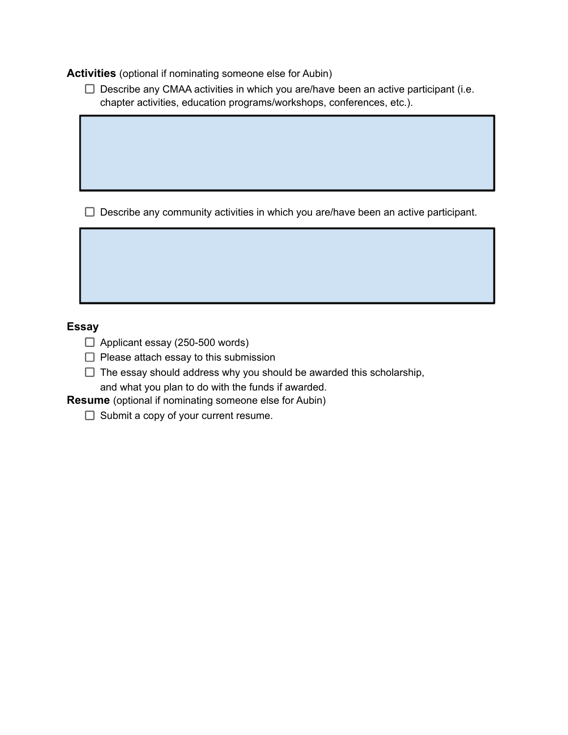**Activities** (optional if nominating someone else for Aubin)

- [ ] Describe any CMAA activities in which you are/have been an active participant (i.e. chapter activities, education programs/workshops, conferences, etc.).

- [ ] Describe any community activities in which you are/have been an active participant.

**Essay**

- [ ] Applicant essay (250-500 words)
- [ ] Please attach essay to this submission
- [ ] The essay should address why you should be awarded this scholarship, and what you plan to do with the funds if awarded.

**Resume** (optional if nominating someone else for Aubin)

- [ ] Submit a copy of your current resume.